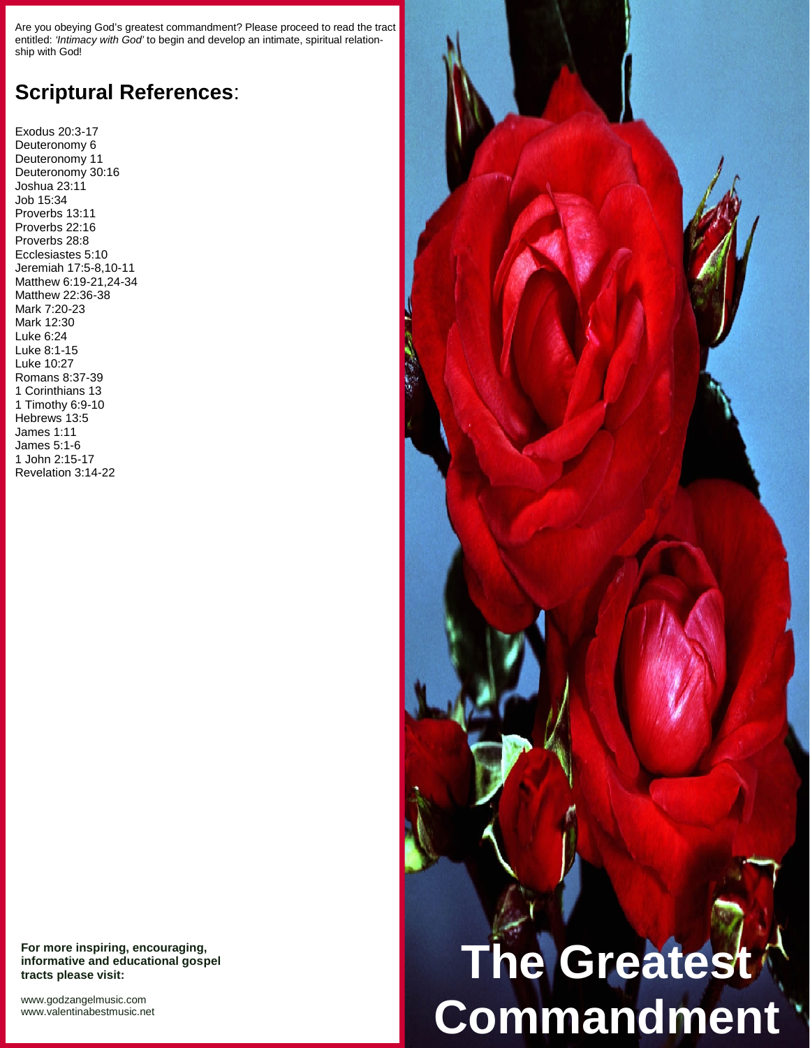Are you obeying God's greatest commandment? Please proceed to read the tract entitled: *'Intimacy with God'* to begin and develop an intimate, spiritual relationship with God!

## Scriptural References:

Exodus 20:3-17
Deuteronomy 6
Deuteronomy 11
Deuteronomy 30:16
Joshua 23:11
Job 15:34
Proverbs 13:11
Proverbs 22:16
Proverbs 28:8
Ecclesiastes 5:10
Jeremiah 17:5-8,10-11
Matthew 6:19-21,24-34
Matthew 22:36-38
Mark 7:20-23
Mark 12:30
Luke 6:24
Luke 8:1-15
Luke 10:27
Romans 8:37-39
1 Corinthians 13
1 Timothy 6:9-10
Hebrews 13:5
James 1:11
James 5:1-6
1 John 2:15-17
Revelation 3:14-22

**For more inspiring, encouraging, informative and educational gospel tracts please visit:**

www.godzangelmusic.com
www.valentinabestmusic.net

# The Greatest Commandment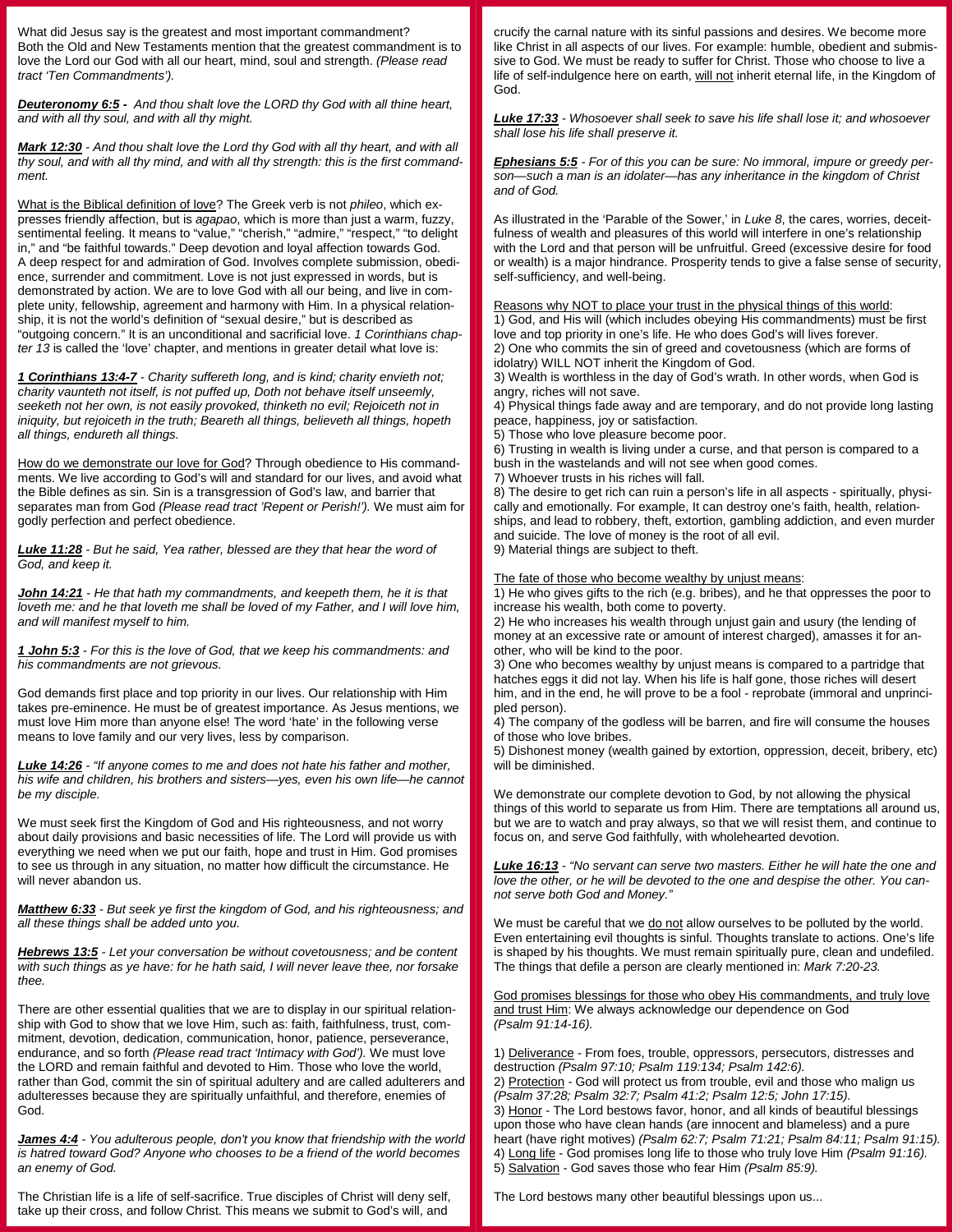What did Jesus say is the greatest and most important commandment?
Both the Old and New Testaments mention that the greatest commandment is to love the Lord our God with all our heart, mind, soul and strength. *(Please read tract 'Ten Commandments').*

***Deuteronomy 6:5*** *- And thou shalt love the LORD thy God with all thine heart, and with all thy soul, and with all thy might.*

***Mark 12:30*** *- And thou shalt love the Lord thy God with all thy heart, and with all thy soul, and with all thy mind, and with all thy strength: this is the first commandment.*

What is the Biblical definition of love? The Greek verb is not *phileo*, which expresses friendly affection, but is *agapao*, which is more than just a warm, fuzzy, sentimental feeling. It means to "value," "cherish," "admire," "respect," "to delight in," and "be faithful towards." Deep devotion and loyal affection towards God. A deep respect for and admiration of God. Involves complete submission, obedience, surrender and commitment. Love is not just expressed in words, but is demonstrated by action. We are to love God with all our being, and live in complete unity, fellowship, agreement and harmony with Him. In a physical relationship, it is not the world's definition of "sexual desire," but is described as "outgoing concern." It is an unconditional and sacrificial love. *1 Corinthians chapter 13* is called the 'love' chapter, and mentions in greater detail what love is:

***1 Corinthians 13:4-7*** *- Charity suffereth long, and is kind; charity envieth not; charity vaunteth not itself, is not puffed up, Doth not behave itself unseemly, seeketh not her own, is not easily provoked, thinketh no evil; Rejoiceth not in iniquity, but rejoiceth in the truth; Beareth all things, believeth all things, hopeth all things, endureth all things.*

How do we demonstrate our love for God? Through obedience to His commandments. We live according to God's will and standard for our lives, and avoid what the Bible defines as sin. Sin is a transgression of God's law, and barrier that separates man from God *(Please read tract 'Repent or Perish!').* We must aim for godly perfection and perfect obedience.

***Luke 11:28*** *- But he said, Yea rather, blessed are they that hear the word of God, and keep it.*

***John 14:21*** *- He that hath my commandments, and keepeth them, he it is that loveth me: and he that loveth me shall be loved of my Father, and I will love him, and will manifest myself to him.*

***1 John 5:3*** *- For this is the love of God, that we keep his commandments: and his commandments are not grievous.*

God demands first place and top priority in our lives. Our relationship with Him takes pre-eminence. He must be of greatest importance. As Jesus mentions, we must love Him more than anyone else! The word 'hate' in the following verse means to love family and our very lives, less by comparison.

***Luke 14:26*** *- "If anyone comes to me and does not hate his father and mother, his wife and children, his brothers and sisters—yes, even his own life—he cannot be my disciple.*

We must seek first the Kingdom of God and His righteousness, and not worry about daily provisions and basic necessities of life. The Lord will provide us with everything we need when we put our faith, hope and trust in Him. God promises to see us through in any situation, no matter how difficult the circumstance. He will never abandon us.

***Matthew 6:33*** *- But seek ye first the kingdom of God, and his righteousness; and all these things shall be added unto you.*

***Hebrews 13:5*** *- Let your conversation be without covetousness; and be content with such things as ye have: for he hath said, I will never leave thee, nor forsake thee.*

There are other essential qualities that we are to display in our spiritual relationship with God to show that we love Him, such as: faith, faithfulness, trust, commitment, devotion, dedication, communication, honor, patience, perseverance, endurance, and so forth *(Please read tract 'Intimacy with God').* We must love the LORD and remain faithful and devoted to Him. Those who love the world, rather than God, commit the sin of spiritual adultery and are called adulterers and adulteresses because they are spiritually unfaithful, and therefore, enemies of God.

***James 4:4*** *- You adulterous people, don't you know that friendship with the world is hatred toward God? Anyone who chooses to be a friend of the world becomes an enemy of God.*

The Christian life is a life of self-sacrifice. True disciples of Christ will deny self, take up their cross, and follow Christ. This means we submit to God's will, and crucify the carnal nature with its sinful passions and desires. We become more like Christ in all aspects of our lives. For example: humble, obedient and submissive to God. We must be ready to suffer for Christ. Those who choose to live a life of self-indulgence here on earth, will not inherit eternal life, in the Kingdom of God.

***Luke 17:33*** *- Whosoever shall seek to save his life shall lose it; and whosoever shall lose his life shall preserve it.*

***Ephesians 5:5*** *- For of this you can be sure: No immoral, impure or greedy person—such a man is an idolater—has any inheritance in the kingdom of Christ and of God.*

As illustrated in the 'Parable of the Sower,' in *Luke 8*, the cares, worries, deceitfulness of wealth and pleasures of this world will interfere in one's relationship with the Lord and that person will be unfruitful. Greed (excessive desire for food or wealth) is a major hindrance. Prosperity tends to give a false sense of security, self-sufficiency, and well-being.

Reasons why NOT to place your trust in the physical things of this world:
1) God, and His will (which includes obeying His commandments) must be first love and top priority in one's life. He who does God's will lives forever.
2) One who commits the sin of greed and covetousness (which are forms of idolatry) WILL NOT inherit the Kingdom of God.
3) Wealth is worthless in the day of God's wrath. In other words, when God is angry, riches will not save.
4) Physical things fade away and are temporary, and do not provide long lasting peace, happiness, joy or satisfaction.
5) Those who love pleasure become poor.
6) Trusting in wealth is living under a curse, and that person is compared to a bush in the wastelands and will not see when good comes.
7) Whoever trusts in his riches will fall.
8) The desire to get rich can ruin a person's life in all aspects - spiritually, physically and emotionally. For example, It can destroy one's faith, health, relationships, and lead to robbery, theft, extortion, gambling addiction, and even murder and suicide. The love of money is the root of all evil.
9) Material things are subject to theft.

The fate of those who become wealthy by unjust means:
1) He who gives gifts to the rich (e.g. bribes), and he that oppresses the poor to increase his wealth, both come to poverty.
2) He who increases his wealth through unjust gain and usury (the lending of money at an excessive rate or amount of interest charged), amasses it for another, who will be kind to the poor.
3) One who becomes wealthy by unjust means is compared to a partridge that hatches eggs it did not lay. When his life is half gone, those riches will desert him, and in the end, he will prove to be a fool - reprobate (immoral and unprincipled person).
4) The company of the godless will be barren, and fire will consume the houses of those who love bribes.
5) Dishonest money (wealth gained by extortion, oppression, deceit, bribery, etc) will be diminished.

We demonstrate our complete devotion to God, by not allowing the physical things of this world to separate us from Him. There are temptations all around us, but we are to watch and pray always, so that we will resist them, and continue to focus on, and serve God faithfully, with wholehearted devotion.

***Luke 16:13*** *- "No servant can serve two masters. Either he will hate the one and love the other, or he will be devoted to the one and despise the other. You cannot serve both God and Money."*

We must be careful that we do not allow ourselves to be polluted by the world. Even entertaining evil thoughts is sinful. Thoughts translate to actions. One's life is shaped by his thoughts. We must remain spiritually pure, clean and undefiled. The things that defile a person are clearly mentioned in: *Mark 7:20-23.*

God promises blessings for those who obey His commandments, and truly love and trust Him: We always acknowledge our dependence on God *(Psalm 91:14-16).*

1) Deliverance - From foes, trouble, oppressors, persecutors, distresses and destruction *(Psalm 97:10; Psalm 119:134; Psalm 142:6).*
2) Protection - God will protect us from trouble, evil and those who malign us *(Psalm 37:28; Psalm 32:7; Psalm 41:2; Psalm 12:5; John 17:15).*
3) Honor - The Lord bestows favor, honor, and all kinds of beautiful blessings upon those who have clean hands (are innocent and blameless) and a pure heart (have right motives) *(Psalm 62:7; Psalm 71:21; Psalm 84:11; Psalm 91:15).*
4) Long life - God promises long life to those who truly love Him *(Psalm 91:16).*
5) Salvation - God saves those who fear Him *(Psalm 85:9).*

The Lord bestows many other beautiful blessings upon us...